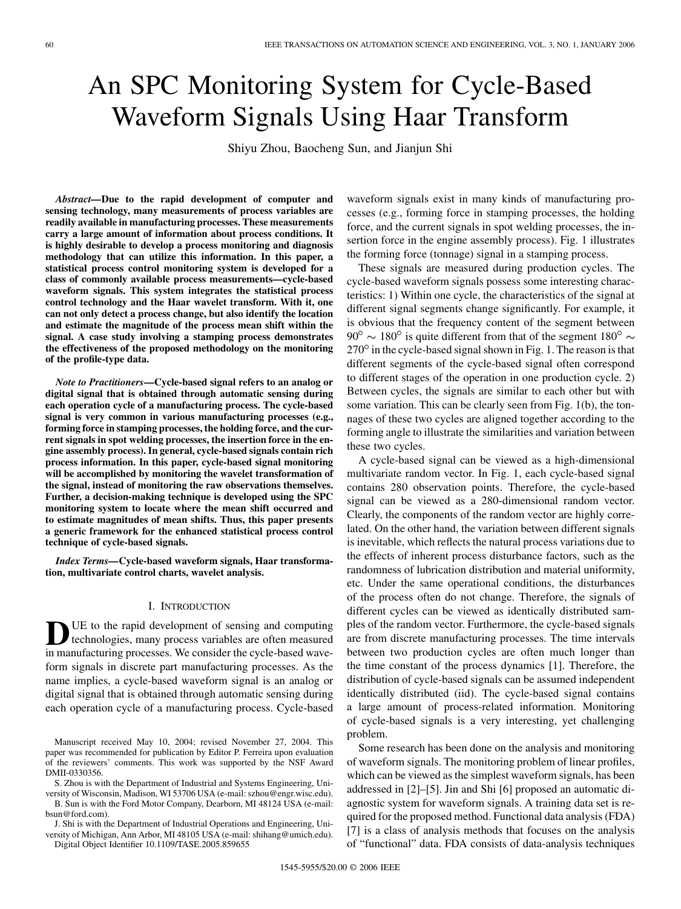# An SPC Monitoring System for Cycle-Based Waveform Signals Using Haar Transform

Shiyu Zhou, Baocheng Sun, and Jianjun Shi

***Abstract*—Due to the rapid development of computer and sensing technology, many measurements of process variables are readily available in manufacturing processes. These measurements carry a large amount of information about process conditions. It is highly desirable to develop a process monitoring and diagnosis methodology that can utilize this information. In this paper, a statistical process control monitoring system is developed for a class of commonly available process measurements—cycle-based waveform signals. This system integrates the statistical process control technology and the Haar wavelet transform. With it, one can not only detect a process change, but also identify the location and estimate the magnitude of the process mean shift within the signal. A case study involving a stamping process demonstrates the effectiveness of the proposed methodology on the monitoring of the profile-type data.**

***Note to Practitioners*—Cycle-based signal refers to an analog or digital signal that is obtained through automatic sensing during each operation cycle of a manufacturing process. The cycle-based signal is very common in various manufacturing processes (e.g., forming force in stamping processes, the holding force, and the current signals in spot welding processes, the insertion force in the engine assembly process). In general, cycle-based signals contain rich process information. In this paper, cycle-based signal monitoring will be accomplished by monitoring the wavelet transformation of the signal, instead of monitoring the raw observations themselves. Further, a decision-making technique is developed using the SPC monitoring system to locate where the mean shift occurred and to estimate magnitudes of mean shifts. Thus, this paper presents a generic framework for the enhanced statistical process control technique of cycle-based signals.**

***Index Terms*—Cycle-based waveform signals, Haar transformation, multivariate control charts, wavelet analysis.**

## I. Introduction

Due to the rapid development of sensing and computing technologies, many process variables are often measured in manufacturing processes. We consider the cycle-based waveform signals in discrete part manufacturing processes. As the name implies, a cycle-based waveform signal is an analog or digital signal that is obtained through automatic sensing during each operation cycle of a manufacturing process. Cycle-based waveform signals exist in many kinds of manufacturing processes (e.g., forming force in stamping processes, the holding force, and the current signals in spot welding processes, the insertion force in the engine assembly process). Fig. 1 illustrates the forming force (tonnage) signal in a stamping process.

These signals are measured during production cycles. The cycle-based waveform signals possess some interesting characteristics: 1) Within one cycle, the characteristics of the signal at different signal segments change significantly. For example, it is obvious that the frequency content of the segment between $90^\circ \sim 180^\circ$ is quite different from that of the segment $180^\circ \sim 270^\circ$ in the cycle-based signal shown in Fig. 1. The reason is that different segments of the cycle-based signal often correspond to different stages of the operation in one production cycle. 2) Between cycles, the signals are similar to each other but with some variation. This can be clearly seen from Fig. 1(b), the tonnages of these two cycles are aligned together according to the forming angle to illustrate the similarities and variation between these two cycles.

A cycle-based signal can be viewed as a high-dimensional multivariate random vector. In Fig. 1, each cycle-based signal contains 280 observation points. Therefore, the cycle-based signal can be viewed as a 280-dimensional random vector. Clearly, the components of the random vector are highly correlated. On the other hand, the variation between different signals is inevitable, which reflects the natural process variations due to the effects of inherent process disturbance factors, such as the randomness of lubrication distribution and material uniformity, etc. Under the same operational conditions, the disturbances of the process often do not change. Therefore, the signals of different cycles can be viewed as identically distributed samples of the random vector. Furthermore, the cycle-based signals are from discrete manufacturing processes. The time intervals between two production cycles are often much longer than the time constant of the process dynamics [1]. Therefore, the distribution of cycle-based signals can be assumed independent identically distributed (iid). The cycle-based signal contains a large amount of process-related information. Monitoring of cycle-based signals is a very interesting, yet challenging problem.

Some research has been done on the analysis and monitoring of waveform signals. The monitoring problem of linear profiles, which can be viewed as the simplest waveform signals, has been addressed in [2]–[5]. Jin and Shi [6] proposed an automatic diagnostic system for waveform signals. A training data set is required for the proposed method. Functional data analysis (FDA) [7] is a class of analysis methods that focuses on the analysis of "functional" data. FDA consists of data-analysis techniques

Manuscript received May 10, 2004; revised November 27, 2004. This paper was recommended for publication by Editor P. Ferreira upon evaluation of the reviewers' comments. This work was supported by the NSF Award DMII-0330356.

S. Zhou is with the Department of Industrial and Systems Engineering, University of Wisconsin, Madison, WI 53706 USA (e-mail: szhou@engr.wisc.edu).

B. Sun is with the Ford Motor Company, Dearborn, MI 48124 USA (e-mail: bsun@ford.com).

J. Shi is with the Department of Industrial Operations and Engineering, University of Michigan, Ann Arbor, MI 48105 USA (e-mail: shihang@umich.edu).

Digital Object Identifier 10.1109/TASE.2005.859655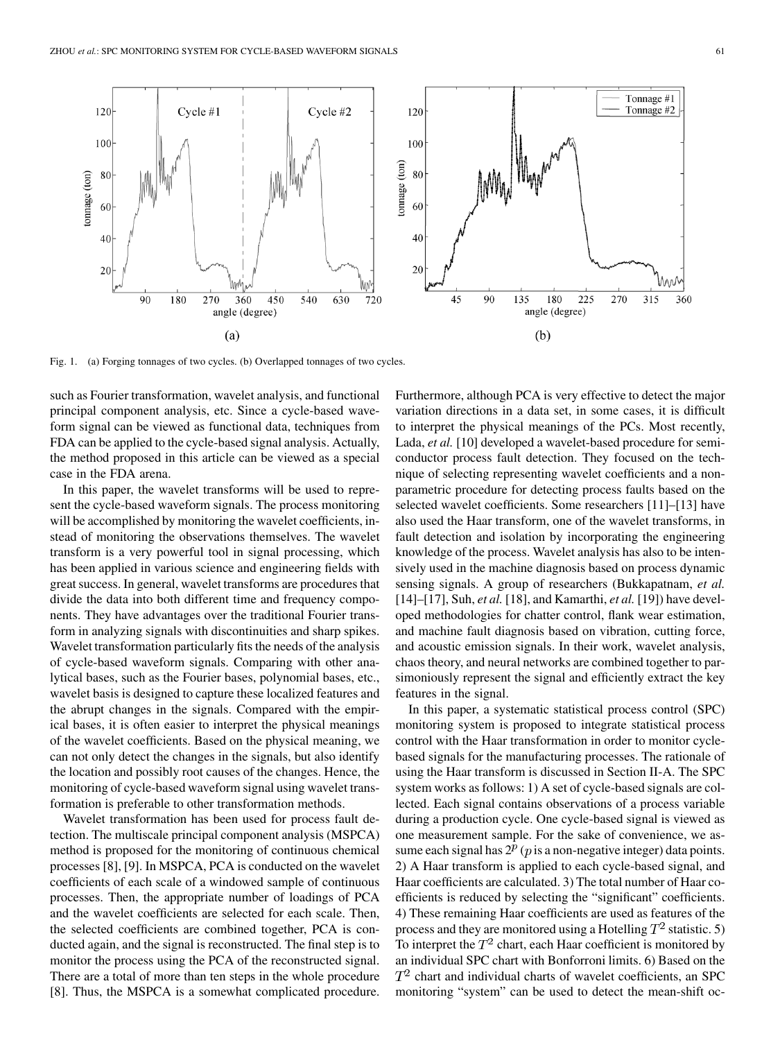Fig. 1. (a) Forging tonnages of two cycles. (b) Overlapped tonnages of two cycles.

such as Fourier transformation, wavelet analysis, and functional principal component analysis, etc. Since a cycle-based waveform signal can be viewed as functional data, techniques from FDA can be applied to the cycle-based signal analysis. Actually, the method proposed in this article can be viewed as a special case in the FDA arena.

In this paper, the wavelet transforms will be used to represent the cycle-based waveform signals. The process monitoring will be accomplished by monitoring the wavelet coefficients, instead of monitoring the observations themselves. The wavelet transform is a very powerful tool in signal processing, which has been applied in various science and engineering fields with great success. In general, wavelet transforms are procedures that divide the data into both different time and frequency components. They have advantages over the traditional Fourier transform in analyzing signals with discontinuities and sharp spikes. Wavelet transformation particularly fits the needs of the analysis of cycle-based waveform signals. Comparing with other analytical bases, such as the Fourier bases, polynomial bases, etc., wavelet basis is designed to capture these localized features and the abrupt changes in the signals. Compared with the empirical bases, it is often easier to interpret the physical meanings of the wavelet coefficients. Based on the physical meaning, we can not only detect the changes in the signals, but also identify the location and possibly root causes of the changes. Hence, the monitoring of cycle-based waveform signal using wavelet transformation is preferable to other transformation methods.

Wavelet transformation has been used for process fault detection. The multiscale principal component analysis (MSPCA) method is proposed for the monitoring of continuous chemical processes [8], [9]. In MSPCA, PCA is conducted on the wavelet coefficients of each scale of a windowed sample of continuous processes. Then, the appropriate number of loadings of PCA and the wavelet coefficients are selected for each scale. Then, the selected coefficients are combined together, PCA is conducted again, and the signal is reconstructed. The final step is to monitor the process using the PCA of the reconstructed signal. There are a total of more than ten steps in the whole procedure [8]. Thus, the MSPCA is a somewhat complicated procedure. Furthermore, although PCA is very effective to detect the major variation directions in a data set, in some cases, it is difficult to interpret the physical meanings of the PCs. Most recently, Lada, *et al.* [10] developed a wavelet-based procedure for semiconductor process fault detection. They focused on the technique of selecting representing wavelet coefficients and a nonparametric procedure for detecting process faults based on the selected wavelet coefficients. Some researchers [11]–[13] have also used the Haar transform, one of the wavelet transforms, in fault detection and isolation by incorporating the engineering knowledge of the process. Wavelet analysis has also to be intensively used in the machine diagnosis based on process dynamic sensing signals. A group of researchers (Bukkapatnam, *et al.* [14]–[17], Suh, *et al.* [18], and Kamarthi, *et al.* [19]) have developed methodologies for chatter control, flank wear estimation, and machine fault diagnosis based on vibration, cutting force, and acoustic emission signals. In their work, wavelet analysis, chaos theory, and neural networks are combined together to parsimoniously represent the signal and efficiently extract the key features in the signal.

In this paper, a systematic statistical process control (SPC) monitoring system is proposed to integrate statistical process control with the Haar transformation in order to monitor cycle-based signals for the manufacturing processes. The rationale of using the Haar transform is discussed in Section II-A. The SPC system works as follows: 1) A set of cycle-based signals are collected. Each signal contains observations of a process variable during a production cycle. One cycle-based signal is viewed as one measurement sample. For the sake of convenience, we assume each signal has $2^p$ ($p$ is a non-negative integer) data points. 2) A Haar transform is applied to each cycle-based signal, and Haar coefficients are calculated. 3) The total number of Haar coefficients is reduced by selecting the "significant" coefficients. 4) These remaining Haar coefficients are used as features of the process and they are monitored using a Hotelling $T^2$ statistic. 5) To interpret the $T^2$ chart, each Haar coefficient is monitored by an individual SPC chart with Bonforroni limits. 6) Based on the $T^2$ chart and individual charts of wavelet coefficients, an SPC monitoring "system" can be used to detect the mean-shift oc-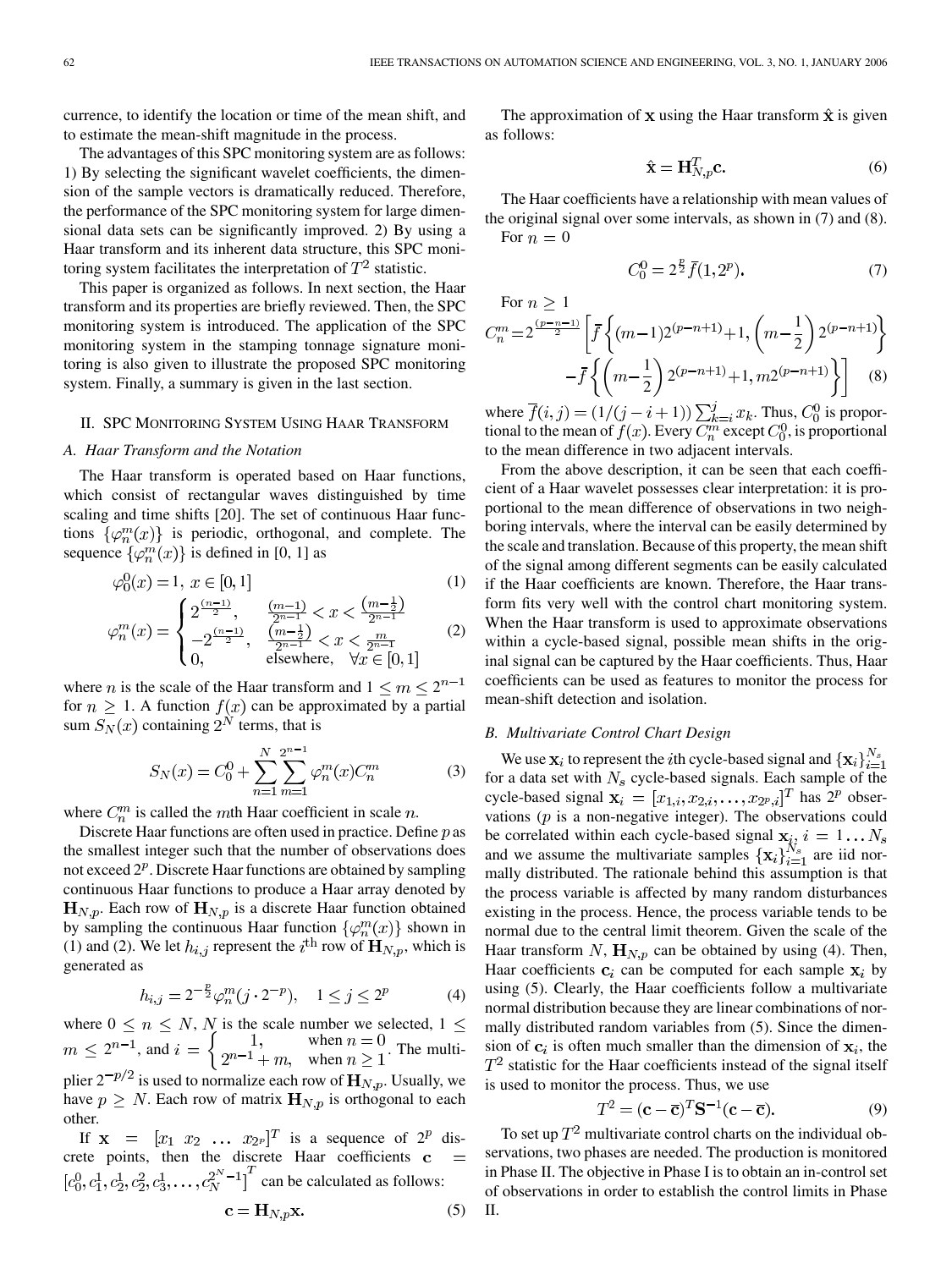currence, to identify the location or time of the mean shift, and to estimate the mean-shift magnitude in the process.

The advantages of this SPC monitoring system are as follows: 1) By selecting the significant wavelet coefficients, the dimension of the sample vectors is dramatically reduced. Therefore, the performance of the SPC monitoring system for large dimensional data sets can be significantly improved. 2) By using a Haar transform and its inherent data structure, this SPC monitoring system facilitates the interpretation of $T^2$ statistic.

This paper is organized as follows. In next section, the Haar transform and its properties are briefly reviewed. Then, the SPC monitoring system is introduced. The application of the SPC monitoring system in the stamping tonnage signature monitoring is also given to illustrate the proposed SPC monitoring system. Finally, a summary is given in the last section.

## II. SPC Monitoring System Using Haar Transform

### A. Haar Transform and the Notation

The Haar transform is operated based on Haar functions, which consist of rectangular waves distinguished by time scaling and time shifts [20]. The set of continuous Haar functions $\{\varphi_n^m(x)\}$ is periodic, orthogonal, and complete. The sequence $\{\varphi_n^m(x)\}$ is defined in [0, 1] as

$$\varphi_0^0(x) = 1,\ x \in [0,1] \tag{1}$$

$$\varphi_n^m(x) = \begin{cases} 2^{\frac{(n-1)}{2}}, & \frac{(m-1)}{2^{n-1}} < x < \frac{\left(m-\frac{1}{2}\right)}{2^{n-1}} \\ -2^{\frac{(n-1)}{2}}, & \frac{\left(m-\frac{1}{2}\right)}{2^{n-1}} < x < \frac{m}{2^{n-1}} \\ 0, & \text{elsewhere}, \quad \forall x \in [0,1] \end{cases} \tag{2}$$

where $n$ is the scale of the Haar transform and $1 \leq m \leq 2^{n-1}$ for $n \geq 1$. A function $f(x)$ can be approximated by a partial sum $S_N(x)$ containing $2^N$ terms, that is

$$S_N(x) = C_0^0 + \sum_{n=1}^{N} \sum_{m=1}^{2^{n-1}} \varphi_n^m(x) C_n^m \tag{3}$$

where $C_n^m$ is called the $m$th Haar coefficient in scale $n$.

Discrete Haar functions are often used in practice. Define $p$ as the smallest integer such that the number of observations does not exceed $2^p$. Discrete Haar functions are obtained by sampling continuous Haar functions to produce a Haar array denoted by $\mathbf{H}_{N,p}$. Each row of $\mathbf{H}_{N,p}$ is a discrete Haar function obtained by sampling the continuous Haar function $\{\varphi_n^m(x)\}$ shown in (1) and (2). We let $h_{i,j}$ represent the $i^{\text{th}}$ row of $\mathbf{H}_{N,p}$, which is generated as

$$h_{i,j} = 2^{-\frac{p}{2}} \varphi_n^m(j \cdot 2^{-p}), \quad 1 \leq j \leq 2^p \tag{4}$$

where $0 \leq n \leq N$, $N$ is the scale number we selected, $1 \leq m \leq 2^{n-1}$, and $i = \begin{cases} 1, & \text{when } n = 0 \\ 2^{n-1} + m, & \text{when } n \geq 1 \end{cases}$. The multiplier $2^{-p/2}$ is used to normalize each row of $\mathbf{H}_{N,p}$. Usually, we have $p \geq N$. Each row of matrix $\mathbf{H}_{N,p}$ is orthogonal to each other.

If $\mathbf{x} = [x_1\ x_2\ \ldots\ x_{2^p}]^T$ is a sequence of $2^p$ discrete points, then the discrete Haar coefficients $\mathbf{c} = \left[c_0^0, c_1^1, c_2^1, c_2^2, c_3^1, \ldots, c_N^{2^N-1}\right]^T$ can be calculated as follows:

$$\mathbf{c} = \mathbf{H}_{N,p}\mathbf{x}. \tag{5}$$

The approximation of $\mathbf{x}$ using the Haar transform $\hat{\mathbf{x}}$ is given as follows:

$$\hat{\mathbf{x}} = \mathbf{H}_{N,p}^T \mathbf{c}. \tag{6}$$

The Haar coefficients have a relationship with mean values of the original signal over some intervals, as shown in (7) and (8).

For $n = 0$

$$C_0^0 = 2^{\frac{p}{2}} \bar{f}(1, 2^p). \tag{7}$$

For $n \geq 1$

$$C_n^m = 2^{\frac{(p-n-1)}{2}} \left[ \bar{f}\left\{(m-1)2^{(p-n+1)}+1, \left(m-\frac{1}{2}\right)2^{(p-n+1)}\right\} - \bar{f}\left\{\left(m-\frac{1}{2}\right)2^{(p-n+1)}+1, m2^{(p-n+1)}\right\}\right] \tag{8}$$

where $\bar{f}(i,j) = (1/(j-i+1)) \sum_{k=i}^{j} x_k$. Thus, $C_0^0$ is proportional to the mean of $f(x)$. Every $C_n^m$ except $C_0^0$, is proportional to the mean difference in two adjacent intervals.

From the above description, it can be seen that each coefficient of a Haar wavelet possesses clear interpretation: it is proportional to the mean difference of observations in two neighboring intervals, where the interval can be easily determined by the scale and translation. Because of this property, the mean shift of the signal among different segments can be easily calculated if the Haar coefficients are known. Therefore, the Haar transform fits very well with the control chart monitoring system. When the Haar transform is used to approximate observations within a cycle-based signal, possible mean shifts in the original signal can be captured by the Haar coefficients. Thus, Haar coefficients can be used as features to monitor the process for mean-shift detection and isolation.

### B. Multivariate Control Chart Design

We use $\mathbf{x}_i$ to represent the $i$th cycle-based signal and $\{\mathbf{x}_i\}_{i=1}^{N_s}$ for a data set with $N_s$ cycle-based signals. Each sample of the cycle-based signal $\mathbf{x}_i = [x_{1,i}, x_{2,i}, \ldots, x_{2^p,i}]^T$ has $2^p$ observations ($p$ is a non-negative integer). The observations could be correlated within each cycle-based signal $\mathbf{x}_i$, $i = 1 \ldots N_s$ and we assume the multivariate samples $\{\mathbf{x}_i\}_{i=1}^{N_s}$ are iid normally distributed. The rationale behind this assumption is that the process variable is affected by many random disturbances existing in the process. Hence, the process variable tends to be normal due to the central limit theorem. Given the scale of the Haar transform $N$, $\mathbf{H}_{N,p}$ can be obtained by using (4). Then, Haar coefficients $\mathbf{c}_i$ can be computed for each sample $\mathbf{x}_i$ by using (5). Clearly, the Haar coefficients follow a multivariate normal distribution because they are linear combinations of normally distributed random variables from (5). Since the dimension of $\mathbf{c}_i$ is often much smaller than the dimension of $\mathbf{x}_i$, the $T^2$ statistic for the Haar coefficients instead of the signal itself is used to monitor the process. Thus, we use

$$T^2 = (\mathbf{c} - \bar{\mathbf{c}})^T \mathbf{S}^{-1} (\mathbf{c} - \bar{\mathbf{c}}). \tag{9}$$

To set up $T^2$ multivariate control charts on the individual observations, two phases are needed. The production is monitored in Phase II. The objective in Phase I is to obtain an in-control set of observations in order to establish the control limits in Phase II.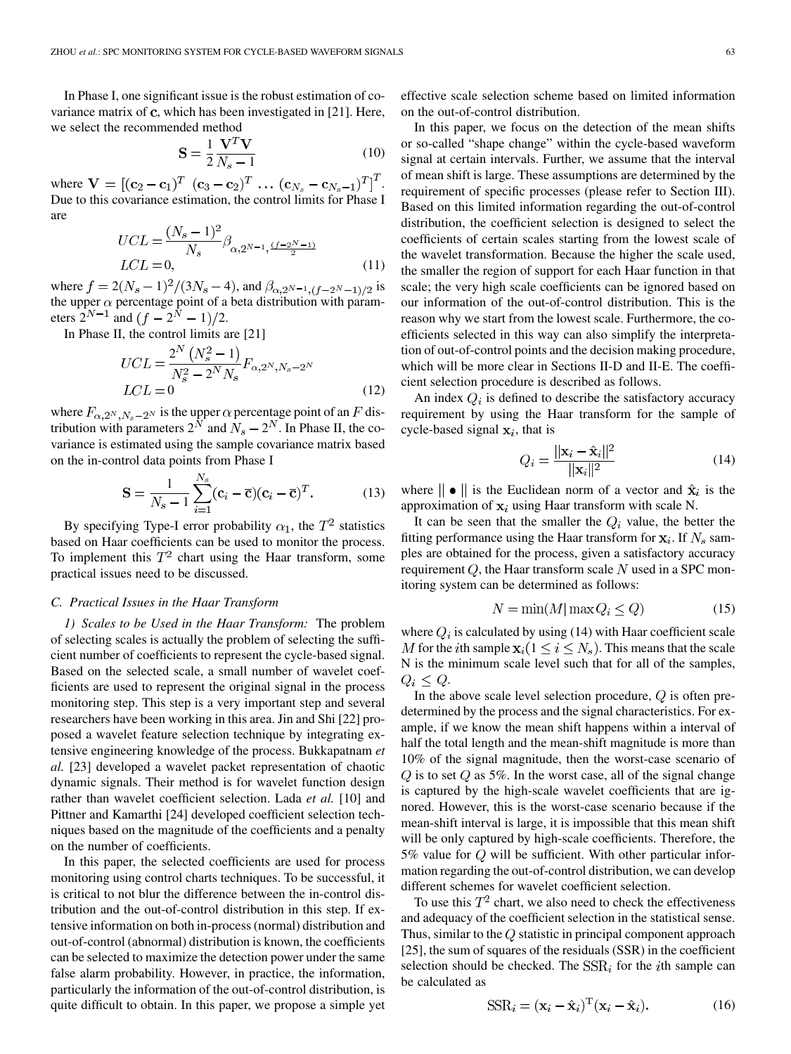In Phase I, one significant issue is the robust estimation of covariance matrix of $\mathbf{c}$, which has been investigated in [21]. Here, we select the recommended method

$$\mathbf{S} = \frac{1}{2}\frac{\mathbf{V}^T\mathbf{V}}{N_s - 1} \tag{10}$$

where $\mathbf{V} = [(\mathbf{c}_2 - \mathbf{c}_1)^T \ (\mathbf{c}_3 - \mathbf{c}_2)^T \ \ldots \ (\mathbf{c}_{N_s} - \mathbf{c}_{N_s - 1})^T]^T$. Due to this covariance estimation, the control limits for Phase I are

$$UCL = \frac{(N_s - 1)^2}{N_s}\beta_{\alpha, 2^{N-1}, \frac{(f - 2^N - 1)}{2}}$$
$$LCL = 0, \tag{11}$$

where $f = 2(N_s - 1)^2/(3N_s - 4)$, and $\beta_{\alpha, 2^{N-1}, (f - 2^N - 1)/2}$ is the upper $\alpha$ percentage point of a beta distribution with parameters $2^{N-1}$ and $(f - 2^N - 1)/2$.

In Phase II, the control limits are [21]

$$UCL = \frac{2^N\left(N_s^2 - 1\right)}{N_s^2 - 2^N N_s}F_{\alpha, 2^N, N_s - 2^N}$$
$$LCL = 0 \tag{12}$$

where $F_{\alpha, 2^N, N_s - 2^N}$ is the upper $\alpha$ percentage point of an $F$ distribution with parameters $2^N$ and $N_s - 2^N$. In Phase II, the covariance is estimated using the sample covariance matrix based on the in-control data points from Phase I

$$\mathbf{S} = \frac{1}{N_s - 1}\sum_{i=1}^{N_s}(\mathbf{c}_i - \bar{\mathbf{c}})(\mathbf{c}_i - \bar{\mathbf{c}})^T. \tag{13}$$

By specifying Type-I error probability $\alpha_1$, the $T^2$ statistics based on Haar coefficients can be used to monitor the process. To implement this $T^2$ chart using the Haar transform, some practical issues need to be discussed.

### C. Practical Issues in the Haar Transform

*1) Scales to be Used in the Haar Transform:* The problem of selecting scales is actually the problem of selecting the sufficient number of coefficients to represent the cycle-based signal. Based on the selected scale, a small number of wavelet coefficients are used to represent the original signal in the process monitoring step. This step is a very important step and several researchers have been working in this area. Jin and Shi [22] proposed a wavelet feature selection technique by integrating extensive engineering knowledge of the process. Bukkapatnam *et al.* [23] developed a wavelet packet representation of chaotic dynamic signals. Their method is for wavelet function design rather than wavelet coefficient selection. Lada *et al.* [10] and Pittner and Kamarthi [24] developed coefficient selection techniques based on the magnitude of the coefficients and a penalty on the number of coefficients.

In this paper, the selected coefficients are used for process monitoring using control charts techniques. To be successful, it is critical to not blur the difference between the in-control distribution and the out-of-control distribution in this step. If extensive information on both in-process (normal) distribution and out-of-control (abnormal) distribution is known, the coefficients can be selected to maximize the detection power under the same false alarm probability. However, in practice, the information, particularly the information of the out-of-control distribution, is quite difficult to obtain. In this paper, we propose a simple yet effective scale selection scheme based on limited information on the out-of-control distribution.

In this paper, we focus on the detection of the mean shifts or so-called "shape change" within the cycle-based waveform signal at certain intervals. Further, we assume that the interval of mean shift is large. These assumptions are determined by the requirement of specific processes (please refer to Section III). Based on this limited information regarding the out-of-control distribution, the coefficient selection is designed to select the coefficients of certain scales starting from the lowest scale of the wavelet transformation. Because the higher the scale used, the smaller the region of support for each Haar function in that scale; the very high scale coefficients can be ignored based on our information of the out-of-control distribution. This is the reason why we start from the lowest scale. Furthermore, the coefficients selected in this way can also simplify the interpretation of out-of-control points and the decision making procedure, which will be more clear in Sections II-D and II-E. The coefficient selection procedure is described as follows.

An index $Q_i$ is defined to describe the satisfactory accuracy requirement by using the Haar transform for the sample of cycle-based signal $\mathbf{x}_i$, that is

$$Q_i = \frac{\|\mathbf{x}_i - \hat{\mathbf{x}}_i\|^2}{\|\mathbf{x}_i\|^2} \tag{14}$$

where $\| \bullet \|$ is the Euclidean norm of a vector and $\hat{\mathbf{x}}_i$ is the approximation of $\mathbf{x}_i$ using Haar transform with scale N.

It can be seen that the smaller the $Q_i$ value, the better the fitting performance using the Haar transform for $\mathbf{x}_i$. If $N_s$ samples are obtained for the process, given a satisfactory accuracy requirement $Q$, the Haar transform scale $N$ used in a SPC monitoring system can be determined as follows:

$$N = \min(M | \max Q_i \leq Q) \tag{15}$$

where $Q_i$ is calculated by using (14) with Haar coefficient scale $M$ for the $i$th sample $\mathbf{x}_i (1 \leq i \leq N_s)$. This means that the scale N is the minimum scale level such that for all of the samples, $Q_i \leq Q$.

In the above scale level selection procedure, $Q$ is often predetermined by the process and the signal characteristics. For example, if we know the mean shift happens within a interval of half the total length and the mean-shift magnitude is more than 10% of the signal magnitude, then the worst-case scenario of $Q$ is to set $Q$ as 5%. In the worst case, all of the signal change is captured by the high-scale wavelet coefficients that are ignored. However, this is the worst-case scenario because if the mean-shift interval is large, it is impossible that this mean shift will be only captured by high-scale coefficients. Therefore, the 5% value for $Q$ will be sufficient. With other particular information regarding the out-of-control distribution, we can develop different schemes for wavelet coefficient selection.

To use this $T^2$ chart, we also need to check the effectiveness and adequacy of the coefficient selection in the statistical sense. Thus, similar to the $Q$ statistic in principal component approach [25], the sum of squares of the residuals (SSR) in the coefficient selection should be checked. The $\mathrm{SSR}_i$ for the $i$th sample can be calculated as

$$\mathrm{SSR}_i = (\mathbf{x}_i - \hat{\mathbf{x}}_i)^{\mathrm{T}}(\mathbf{x}_i - \hat{\mathbf{x}}_i). \tag{16}$$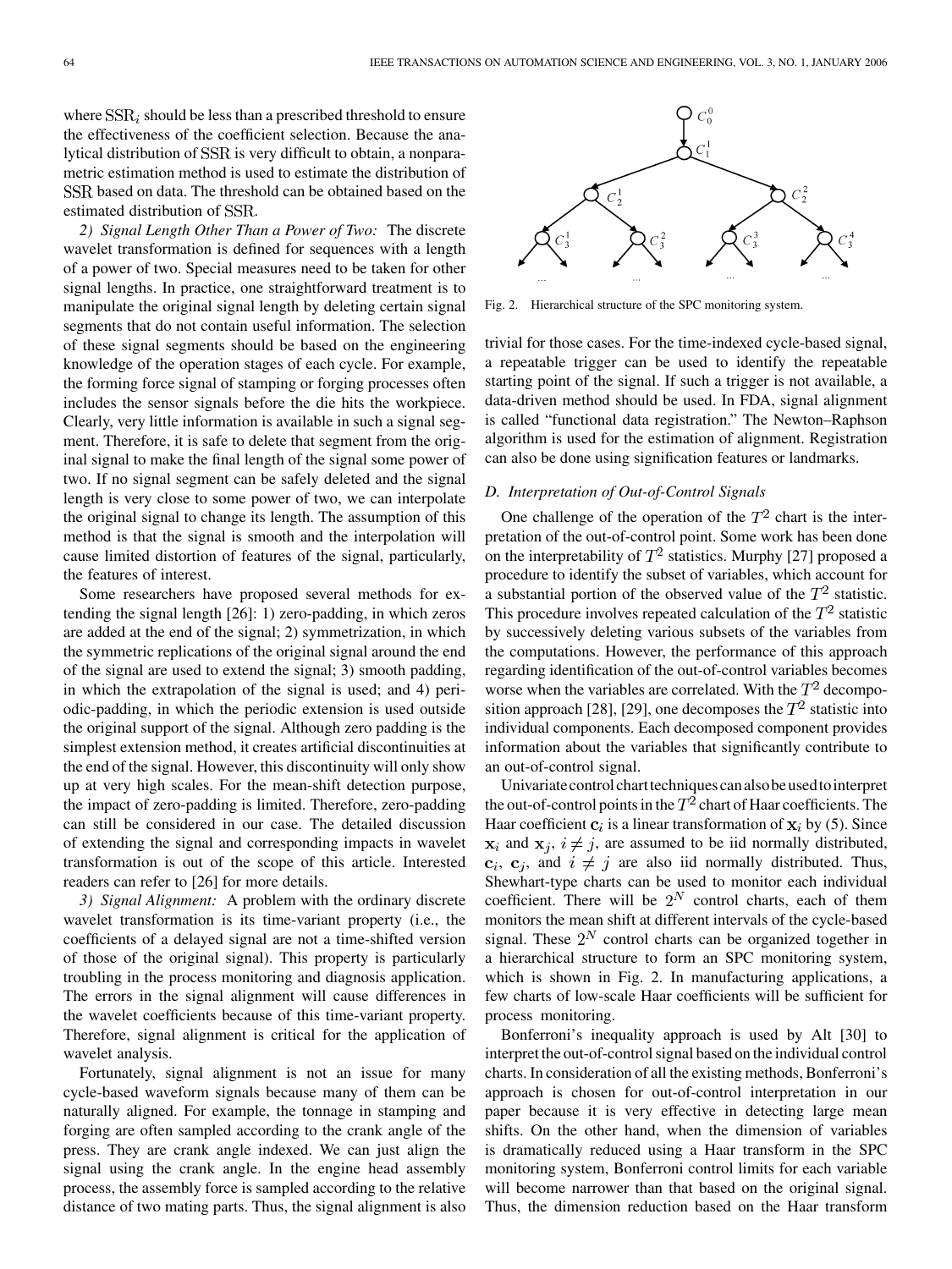where $\text{SSR}_i$ should be less than a prescribed threshold to ensure the effectiveness of the coefficient selection. Because the analytical distribution of SSR is very difficult to obtain, a nonparametric estimation method is used to estimate the distribution of SSR based on data. The threshold can be obtained based on the estimated distribution of SSR.

*2) Signal Length Other Than a Power of Two:* The discrete wavelet transformation is defined for sequences with a length of a power of two. Special measures need to be taken for other signal lengths. In practice, one straightforward treatment is to manipulate the original signal length by deleting certain signal segments that do not contain useful information. The selection of these signal segments should be based on the engineering knowledge of the operation stages of each cycle. For example, the forming force signal of stamping or forging processes often includes the sensor signals before the die hits the workpiece. Clearly, very little information is available in such a signal segment. Therefore, it is safe to delete that segment from the original signal to make the final length of the signal some power of two. If no signal segment can be safely deleted and the signal length is very close to some power of two, we can interpolate the original signal to change its length. The assumption of this method is that the signal is smooth and the interpolation will cause limited distortion of features of the signal, particularly, the features of interest.

Some researchers have proposed several methods for extending the signal length [26]: 1) zero-padding, in which zeros are added at the end of the signal; 2) symmetrization, in which the symmetric replications of the original signal around the end of the signal are used to extend the signal; 3) smooth padding, in which the extrapolation of the signal is used; and 4) periodic-padding, in which the periodic extension is used outside the original support of the signal. Although zero padding is the simplest extension method, it creates artificial discontinuities at the end of the signal. However, this discontinuity will only show up at very high scales. For the mean-shift detection purpose, the impact of zero-padding is limited. Therefore, zero-padding can still be considered in our case. The detailed discussion of extending the signal and corresponding impacts in wavelet transformation is out of the scope of this article. Interested readers can refer to [26] for more details.

*3) Signal Alignment:* A problem with the ordinary discrete wavelet transformation is its time-variant property (i.e., the coefficients of a delayed signal are not a time-shifted version of those of the original signal). This property is particularly troubling in the process monitoring and diagnosis application. The errors in the signal alignment will cause differences in the wavelet coefficients because of this time-variant property. Therefore, signal alignment is critical for the application of wavelet analysis.

Fortunately, signal alignment is not an issue for many cycle-based waveform signals because many of them can be naturally aligned. For example, the tonnage in stamping and forging are often sampled according to the crank angle of the press. They are crank angle indexed. We can just align the signal using the crank angle. In the engine head assembly process, the assembly force is sampled according to the relative distance of two mating parts. Thus, the signal alignment is also trivial for those cases. For the time-indexed cycle-based signal, a repeatable trigger can be used to identify the repeatable starting point of the signal. If such a trigger is not available, a data-driven method should be used. In FDA, signal alignment is called "functional data registration." The Newton–Raphson algorithm is used for the estimation of alignment. Registration can also be done using signification features or landmarks.

Fig. 2. Hierarchical structure of the SPC monitoring system.

### D. Interpretation of Out-of-Control Signals

One challenge of the operation of the $T^2$ chart is the interpretation of the out-of-control point. Some work has been done on the interpretability of $T^2$ statistics. Murphy [27] proposed a procedure to identify the subset of variables, which account for a substantial portion of the observed value of the $T^2$ statistic. This procedure involves repeated calculation of the $T^2$ statistic by successively deleting various subsets of the variables from the computations. However, the performance of this approach regarding identification of the out-of-control variables becomes worse when the variables are correlated. With the $T^2$ decomposition approach [28], [29], one decomposes the $T^2$ statistic into individual components. Each decomposed component provides information about the variables that significantly contribute to an out-of-control signal.

Univariate control chart techniques can also be used to interpret the out-of-control points in the $T^2$ chart of Haar coefficients. The Haar coefficient $\mathbf{c}_i$ is a linear transformation of $\mathbf{x}_i$ by (5). Since $\mathbf{x}_i$ and $\mathbf{x}_j$, $i \neq j$, are assumed to be iid normally distributed, $\mathbf{c}_i$, $\mathbf{c}_j$, and $i \neq j$ are also iid normally distributed. Thus, Shewhart-type charts can be used to monitor each individual coefficient. There will be $2^N$ control charts, each of them monitors the mean shift at different intervals of the cycle-based signal. These $2^N$ control charts can be organized together in a hierarchical structure to form an SPC monitoring system, which is shown in Fig. 2. In manufacturing applications, a few charts of low-scale Haar coefficients will be sufficient for process monitoring.

Bonferroni's inequality approach is used by Alt [30] to interpret the out-of-control signal based on the individual control charts. In consideration of all the existing methods, Bonferroni's approach is chosen for out-of-control interpretation in our paper because it is very effective in detecting large mean shifts. On the other hand, when the dimension of variables is dramatically reduced using a Haar transform in the SPC monitoring system, Bonferroni control limits for each variable will become narrower than that based on the original signal. Thus, the dimension reduction based on the Haar transform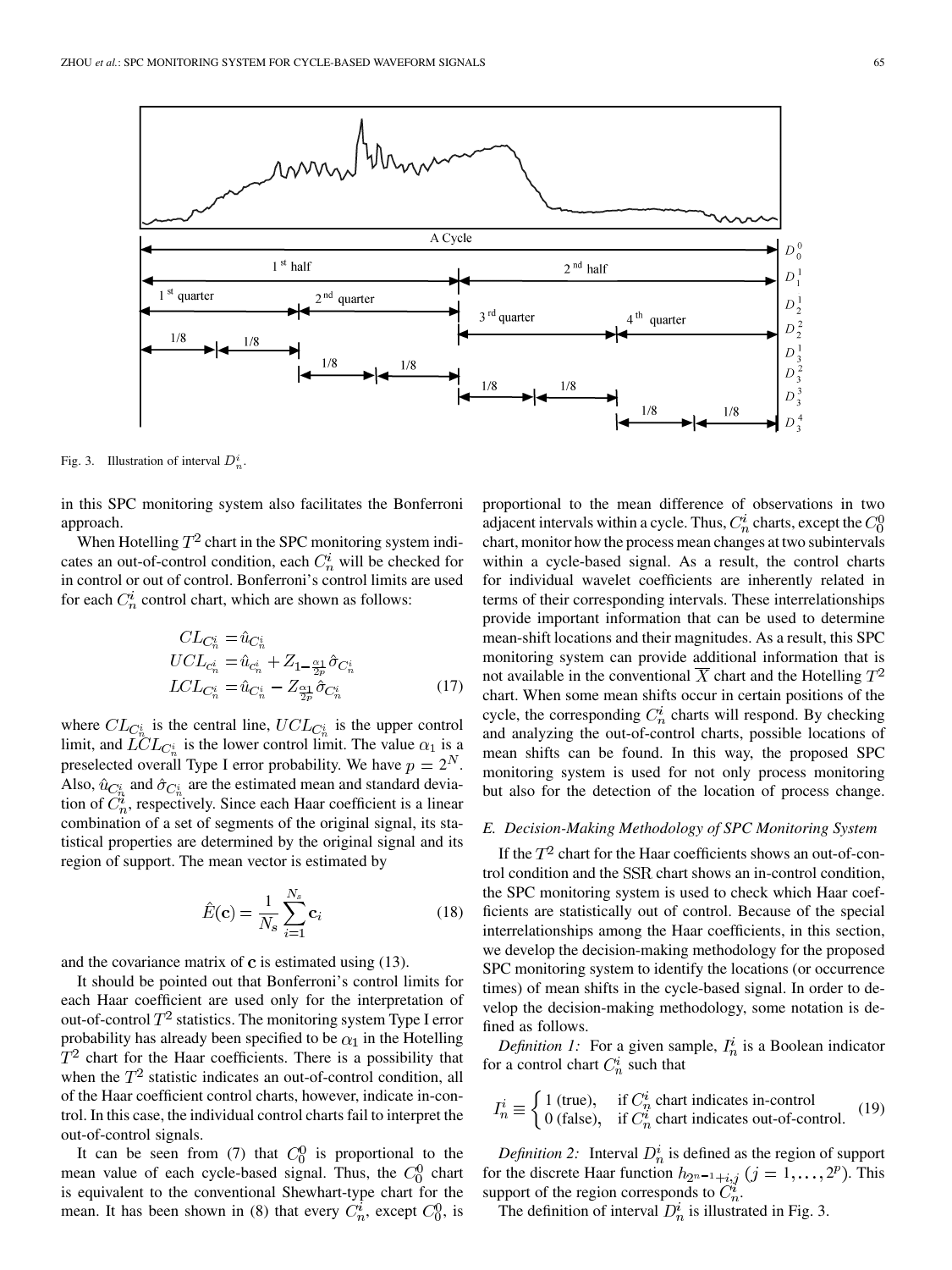Fig. 3. Illustration of interval $D_n^i$.

in this SPC monitoring system also facilitates the Bonferroni approach.

When Hotelling $T^2$ chart in the SPC monitoring system indicates an out-of-control condition, each $C_n^i$ will be checked for in control or out of control. Bonferroni's control limits are used for each $C_n^i$ control chart, which are shown as follows:

$$
\begin{aligned}
CL_{C_n^i} &= \hat{u}_{C_n^i} \\
UCL_{C_n^i} &= \hat{u}_{C_n^i} + Z_{1-\frac{\alpha_1}{2p}} \hat{\sigma}_{C_n^i} \\
LCL_{C_n^i} &= \hat{u}_{C_n^i} - Z_{\frac{\alpha_1}{2p}} \hat{\sigma}_{C_n^i}
\end{aligned} \tag{17}
$$

where $CL_{C_n^i}$ is the central line, $UCL_{C_n^i}$ is the upper control limit, and $LCL_{C_n^i}$ is the lower control limit. The value $\alpha_1$ is a preselected overall Type I error probability. We have $p = 2^N$. Also, $\hat{u}_{C_n^i}$ and $\hat{\sigma}_{C_n^i}$ are the estimated mean and standard deviation of $C_n^i$, respectively. Since each Haar coefficient is a linear combination of a set of segments of the original signal, its statistical properties are determined by the original signal and its region of support. The mean vector is estimated by

$$
\hat{E}(\mathbf{c}) = \frac{1}{N_s} \sum_{i=1}^{N_s} \mathbf{c}_i \tag{18}
$$

and the covariance matrix of $\mathbf{c}$ is estimated using (13).

It should be pointed out that Bonferroni's control limits for each Haar coefficient are used only for the interpretation of out-of-control $T^2$ statistics. The monitoring system Type I error probability has already been specified to be $\alpha_1$ in the Hotelling $T^2$ chart for the Haar coefficients. There is a possibility that when the $T^2$ statistic indicates an out-of-control condition, all of the Haar coefficient control charts, however, indicate in-control. In this case, the individual control charts fail to interpret the out-of-control signals.

It can be seen from (7) that $C_0^0$ is proportional to the mean value of each cycle-based signal. Thus, the $C_0^0$ chart is equivalent to the conventional Shewhart-type chart for the mean. It has been shown in (8) that every $C_n^i$, except $C_0^0$, is proportional to the mean difference of observations in two adjacent intervals within a cycle. Thus, $C_n^i$ charts, except the $C_0^0$ chart, monitor how the process mean changes at two subintervals within a cycle-based signal. As a result, the control charts for individual wavelet coefficients are inherently related in terms of their corresponding intervals. These interrelationships provide important information that can be used to determine mean-shift locations and their magnitudes. As a result, this SPC monitoring system can provide additional information that is not available in the conventional $\overline{X}$ chart and the Hotelling $T^2$ chart. When some mean shifts occur in certain positions of the cycle, the corresponding $C_n^i$ charts will respond. By checking and analyzing the out-of-control charts, possible locations of mean shifts can be found. In this way, the proposed SPC monitoring system is used for not only process monitoring but also for the detection of the location of process change.

### *E. Decision-Making Methodology of SPC Monitoring System*

If the $T^2$ chart for the Haar coefficients shows an out-of-control condition and the SSR chart shows an in-control condition, the SPC monitoring system is used to check which Haar coefficients are statistically out of control. Because of the special interrelationships among the Haar coefficients, in this section, we develop the decision-making methodology for the proposed SPC monitoring system to identify the locations (or occurrence times) of mean shifts in the cycle-based signal. In order to develop the decision-making methodology, some notation is defined as follows.

*Definition 1:* For a given sample, $I_n^i$ is a Boolean indicator for a control chart $C_n^i$ such that

$$
I_n^i \equiv \begin{cases} 1 \text{ (true)}, & \text{if } C_n^i \text{ chart indicates in-control} \\ 0 \text{ (false)}, & \text{if } C_n^i \text{ chart indicates out-of-control.} \end{cases} \tag{19}
$$

*Definition 2:* Interval $D_n^i$ is defined as the region of support for the discrete Haar function $h_{2^{n-1}+i,j}$ $(j = 1, \ldots, 2^p)$. This support of the region corresponds to $C_n^i$.

The definition of interval $D_n^i$ is illustrated in Fig. 3.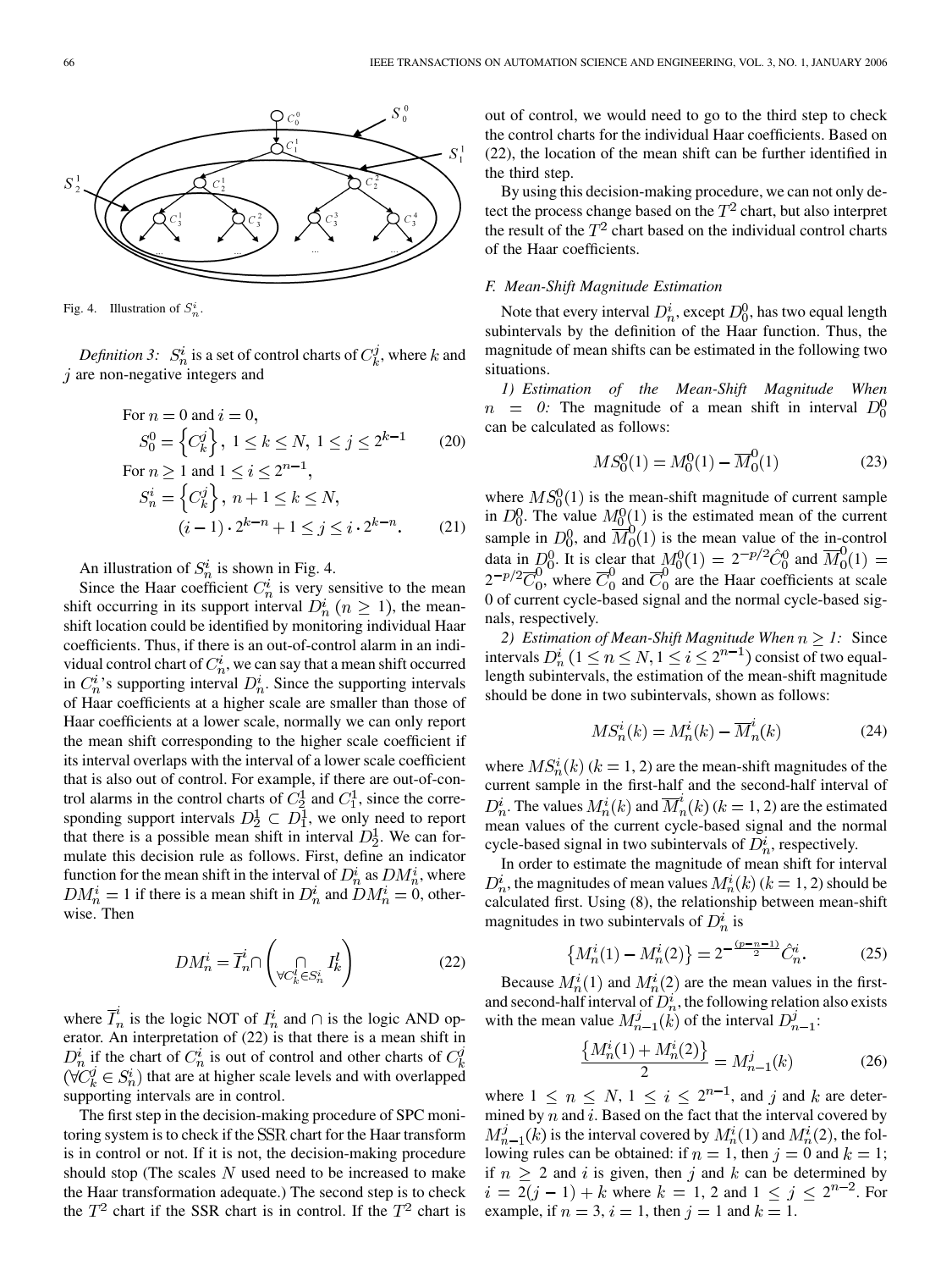Fig. 4. Illustration of $S_n^i$.

*Definition 3:* $S_n^i$ is a set of control charts of $C_k^j$, where $k$ and $j$ are non-negative integers and

$$\text{For } n = 0 \text{ and } i = 0,$$
$$S_0^0 = \left\{C_k^j\right\},\ 1 \leq k \leq N,\ 1 \leq j \leq 2^{k-1} \tag{20}$$
$$\text{For } n \geq 1 \text{ and } 1 \leq i \leq 2^{n-1},$$
$$S_n^i = \left\{C_k^j\right\},\ n+1 \leq k \leq N,$$
$$(i-1) \cdot 2^{k-n} + 1 \leq j \leq i \cdot 2^{k-n}. \tag{21}$$

An illustration of $S_n^i$ is shown in Fig. 4.

Since the Haar coefficient $C_n^i$ is very sensitive to the mean shift occurring in its support interval $D_n^i$ $(n \geq 1)$, the mean-shift location could be identified by monitoring individual Haar coefficients. Thus, if there is an out-of-control alarm in an individual control chart of $C_n^i$, we can say that a mean shift occurred in $C_n^i$'s supporting interval $D_n^i$. Since the supporting intervals of Haar coefficients at a higher scale are smaller than those of Haar coefficients at a lower scale, normally we can only report the mean shift corresponding to the higher scale coefficient if its interval overlaps with the interval of a lower scale coefficient that is also out of control. For example, if there are out-of-control alarms in the control charts of $C_2^1$ and $C_1^1$, since the corresponding support intervals $D_2^1 \subset D_1^1$, we only need to report that there is a possible mean shift in interval $D_2^1$. We can formulate this decision rule as follows. First, define an indicator function for the mean shift in the interval of $D_n^i$ as $DM_n^i$, where $DM_n^i = 1$ if there is a mean shift in $D_n^i$ and $DM_n^i = 0$, otherwise. Then

$$DM_n^i = \overline{I}_n^i \cap \left( \bigcap_{\forall C_k^l \in S_n^i} I_k^l \right) \tag{22}$$

where $\overline{I}_n^i$ is the logic NOT of $I_n^i$ and $\cap$ is the logic AND operator. An interpretation of (22) is that there is a mean shift in $D_n^i$ if the chart of $C_n^i$ is out of control and other charts of $C_k^j$ $(\forall C_k^j \in S_n^i)$ that are at higher scale levels and with overlapped supporting intervals are in control.

The first step in the decision-making procedure of SPC monitoring system is to check if the SSR chart for the Haar transform is in control or not. If it is not, the decision-making procedure should stop (The scales $N$ used need to be increased to make the Haar transformation adequate.) The second step is to check the $T^2$ chart if the SSR chart is in control. If the $T^2$ chart is out of control, we would need to go to the third step to check the control charts for the individual Haar coefficients. Based on (22), the location of the mean shift can be further identified in the third step.

By using this decision-making procedure, we can not only detect the process change based on the $T^2$ chart, but also interpret the result of the $T^2$ chart based on the individual control charts of the Haar coefficients.

### *F. Mean-Shift Magnitude Estimation*

Note that every interval $D_n^i$, except $D_0^0$, has two equal length subintervals by the definition of the Haar function. Thus, the magnitude of mean shifts can be estimated in the following two situations.

*1) Estimation of the Mean-Shift Magnitude When $n = 0$:* The magnitude of a mean shift in interval $D_0^0$ can be calculated as follows:

$$MS_0^0(1) = M_0^0(1) - \overline{M}_0^0(1) \tag{23}$$

where $MS_0^0(1)$ is the mean-shift magnitude of current sample in $D_0^0$. The value $M_0^0(1)$ is the estimated mean of the current sample in $D_0^0$, and $\overline{M}_0^0(1)$ is the mean value of the in-control data in $D_0^0$. It is clear that $M_0^0(1) = 2^{-p/2}\hat{C}_0^0$ and $\overline{M}_0^0(1) = 2^{-p/2}\overline{C}_0^0$, where $\overline{C}_0^0$ and $\overline{C}_0^0$ are the Haar coefficients at scale 0 of current cycle-based signal and the normal cycle-based signals, respectively.

*2) Estimation of Mean-Shift Magnitude When $n \geq 1$:* Since intervals $D_n^i$ $(1 \leq n \leq N, 1 \leq i \leq 2^{n-1})$ consist of two equal-length subintervals, the estimation of the mean-shift magnitude should be done in two subintervals, shown as follows:

$$MS_n^i(k) = M_n^i(k) - \overline{M}_n^i(k) \tag{24}$$

where $MS_n^i(k)$ $(k = 1, 2)$ are the mean-shift magnitudes of the current sample in the first-half and the second-half interval of $D_n^i$. The values $M_n^i(k)$ and $\overline{M}_n^i(k)$ $(k = 1, 2)$ are the estimated mean values of the current cycle-based signal and the normal cycle-based signal in two subintervals of $D_n^i$, respectively.

In order to estimate the magnitude of mean shift for interval $D_n^i$, the magnitudes of mean values $M_n^i(k)$ $(k = 1, 2)$ should be calculated first. Using (8), the relationship between mean-shift magnitudes in two subintervals of $D_n^i$ is

$$\left\{M_n^i(1) - M_n^i(2)\right\} = 2^{-\frac{(p-n-1)}{2}}\hat{C}_n^i. \tag{25}$$

Because $M_n^i(1)$ and $M_n^i(2)$ are the mean values in the first- and second-half interval of $D_n^i$, the following relation also exists with the mean value $M_{n-1}^j(k)$ of the interval $D_{n-1}^j$:

$$\frac{\left\{M_n^i(1) + M_n^i(2)\right\}}{2} = M_{n-1}^j(k) \tag{26}$$

where $1 \leq n \leq N$, $1 \leq i \leq 2^{n-1}$, and $j$ and $k$ are determined by $n$ and $i$. Based on the fact that the interval covered by $M_{n-1}^j(k)$ is the interval covered by $M_n^i(1)$ and $M_n^i(2)$, the following rules can be obtained: if $n = 1$, then $j = 0$ and $k = 1$; if $n \geq 2$ and $i$ is given, then $j$ and $k$ can be determined by $i = 2(j-1) + k$ where $k = 1, 2$ and $1 \leq j \leq 2^{n-2}$. For example, if $n = 3$, $i = 1$, then $j = 1$ and $k = 1$.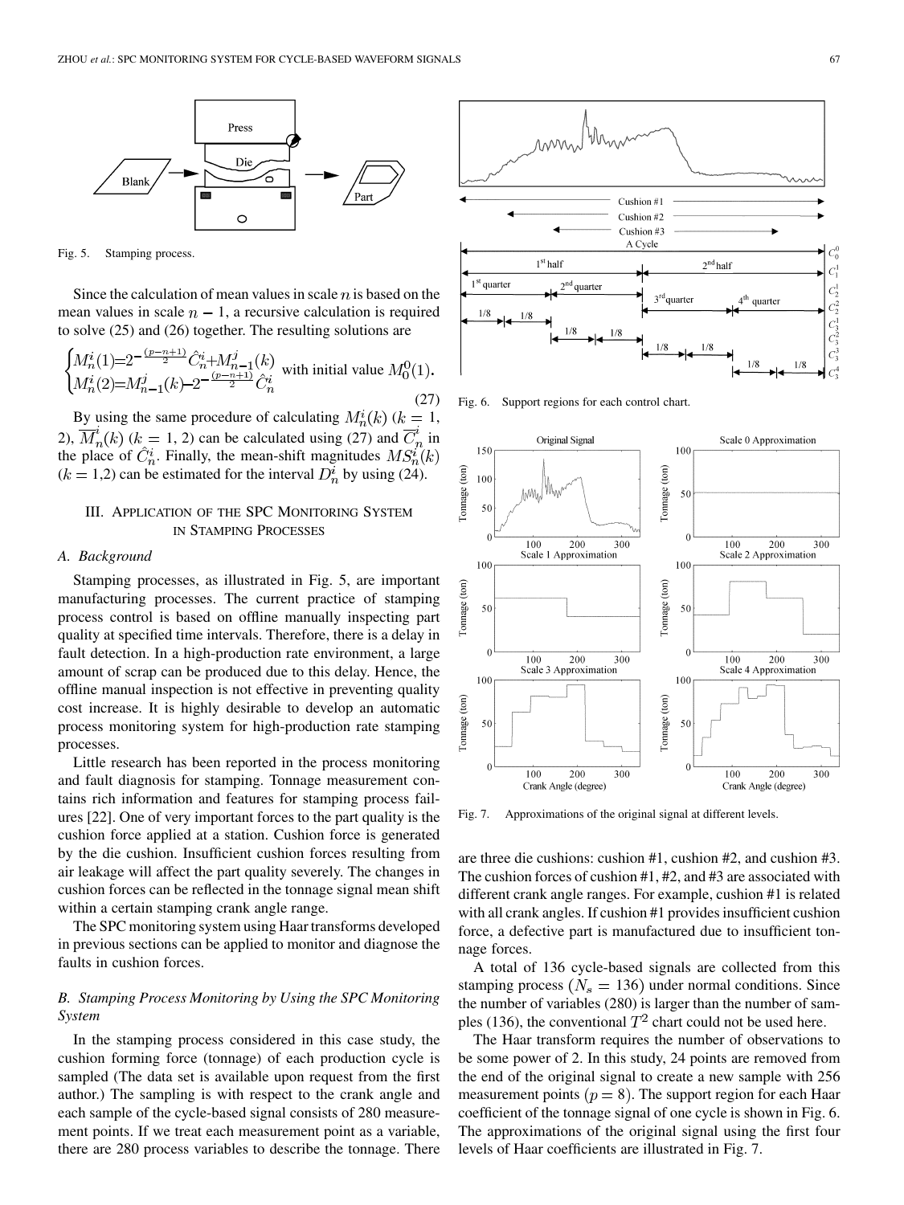Fig. 5. Stamping process.

Since the calculation of mean values in scale $n$ is based on the mean values in scale $n-1$, a recursive calculation is required to solve (25) and (26) together. The resulting solutions are

$$\begin{cases} M_n^i(1)=2^{-\frac{(p-n+1)}{2}}\hat{C}_n^i+M_{n-1}^j(k) \\ M_n^i(2)=M_{n-1}^j(k)-2^{-\frac{(p-n+1)}{2}}\hat{C}_n^i \end{cases} \text{with initial value } M_0^0(1). \tag{27}$$

By using the same procedure of calculating $M_n^i(k)$ ($k = 1, 2$), $\overline{M}_n^i(k)$ ($k = 1, 2$) can be calculated using (27) and $\overline{C}_n^i$ in the place of $\hat{C}_n^i$. Finally, the mean-shift magnitudes $MS_n^i(k)$ ($k = 1,2$) can be estimated for the interval $D_n^i$ by using (24).

## III. Application of the SPC Monitoring System in Stamping Processes

### A. Background

Stamping processes, as illustrated in Fig. 5, are important manufacturing processes. The current practice of stamping process control is based on offline manually inspecting part quality at specified time intervals. Therefore, there is a delay in fault detection. In a high-production rate environment, a large amount of scrap can be produced due to this delay. Hence, the offline manual inspection is not effective in preventing quality cost increase. It is highly desirable to develop an automatic process monitoring system for high-production rate stamping processes.

Little research has been reported in the process monitoring and fault diagnosis for stamping. Tonnage measurement contains rich information and features for stamping process failures [22]. One of very important forces to the part quality is the cushion force applied at a station. Cushion force is generated by the die cushion. Insufficient cushion forces resulting from air leakage will affect the part quality severely. The changes in cushion forces can be reflected in the tonnage signal mean shift within a certain stamping crank angle range.

The SPC monitoring system using Haar transforms developed in previous sections can be applied to monitor and diagnose the faults in cushion forces.

### B. Stamping Process Monitoring by Using the SPC Monitoring System

In the stamping process considered in this case study, the cushion forming force (tonnage) of each production cycle is sampled (The data set is available upon request from the first author.) The sampling is with respect to the crank angle and each sample of the cycle-based signal consists of 280 measurement points. If we treat each measurement point as a variable, there are 280 process variables to describe the tonnage. There are three die cushions: cushion #1, cushion #2, and cushion #3. The cushion forces of cushion #1, #2, and #3 are associated with different crank angle ranges. For example, cushion #1 is related with all crank angles. If cushion #1 provides insufficient cushion force, a defective part is manufactured due to insufficient tonnage forces.

Fig. 6. Support regions for each control chart.

Fig. 7. Approximations of the original signal at different levels.

A total of 136 cycle-based signals are collected from this stamping process ($N_s = 136$) under normal conditions. Since the number of variables (280) is larger than the number of samples (136), the conventional $T^2$ chart could not be used here.

The Haar transform requires the number of observations to be some power of 2. In this study, 24 points are removed from the end of the original signal to create a new sample with 256 measurement points ($p = 8$). The support region for each Haar coefficient of the tonnage signal of one cycle is shown in Fig. 6. The approximations of the original signal using the first four levels of Haar coefficients are illustrated in Fig. 7.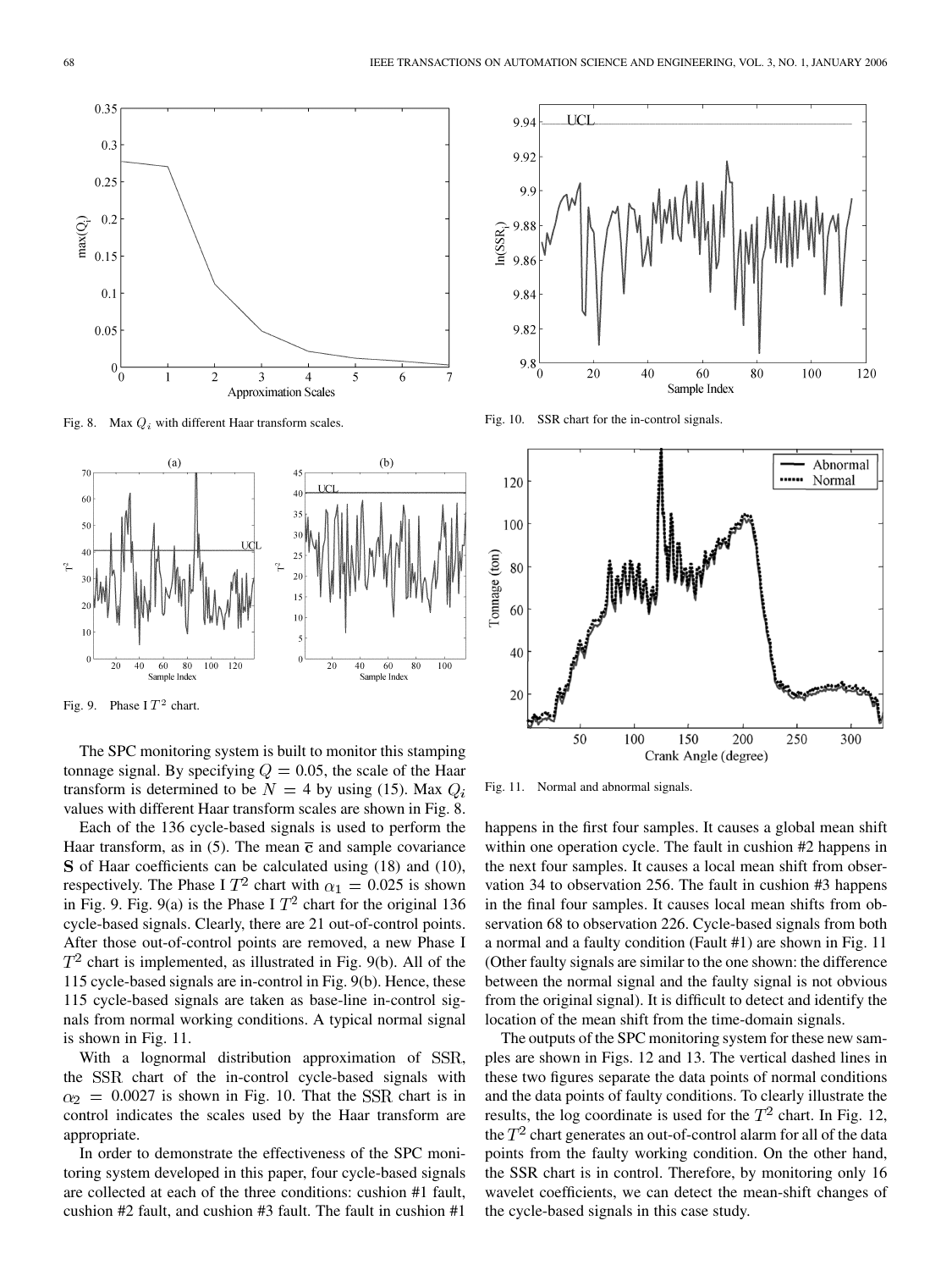Fig. 8. Max $Q_i$ with different Haar transform scales.

Fig. 9. Phase I $T^2$ chart.

The SPC monitoring system is built to monitor this stamping tonnage signal. By specifying $Q = 0.05$, the scale of the Haar transform is determined to be $N = 4$ by using (15). Max $Q_i$ values with different Haar transform scales are shown in Fig. 8.

Each of the 136 cycle-based signals is used to perform the Haar transform, as in (5). The mean $\bar{\mathbf{c}}$ and sample covariance $\mathbf{S}$ of Haar coefficients can be calculated using (18) and (10), respectively. The Phase I $T^2$ chart with $\alpha_1 = 0.025$ is shown in Fig. 9. Fig. 9(a) is the Phase I $T^2$ chart for the original 136 cycle-based signals. Clearly, there are 21 out-of-control points. After those out-of-control points are removed, a new Phase I $T^2$ chart is implemented, as illustrated in Fig. 9(b). All of the 115 cycle-based signals are in-control in Fig. 9(b). Hence, these 115 cycle-based signals are taken as base-line in-control signals from normal working conditions. A typical normal signal is shown in Fig. 11.

With a lognormal distribution approximation of $\mathrm{SSR}$, the $\mathrm{SSR}$ chart of the in-control cycle-based signals with $\alpha_2 = 0.0027$ is shown in Fig. 10. That the $\mathrm{SSR}$ chart is in control indicates the scales used by the Haar transform are appropriate.

In order to demonstrate the effectiveness of the SPC monitoring system developed in this paper, four cycle-based signals are collected at each of the three conditions: cushion #1 fault, cushion #2 fault, and cushion #3 fault. The fault in cushion #1 happens in the first four samples. It causes a global mean shift within one operation cycle. The fault in cushion #2 happens in the next four samples. It causes a local mean shift from observation 34 to observation 256. The fault in cushion #3 happens in the final four samples. It causes local mean shifts from observation 68 to observation 226. Cycle-based signals from both a normal and a faulty condition (Fault #1) are shown in Fig. 11 (Other faulty signals are similar to the one shown: the difference between the normal signal and the faulty signal is not obvious from the original signal). It is difficult to detect and identify the location of the mean shift from the time-domain signals.

Fig. 10. SSR chart for the in-control signals.

Fig. 11. Normal and abnormal signals.

The outputs of the SPC monitoring system for these new samples are shown in Figs. 12 and 13. The vertical dashed lines in these two figures separate the data points of normal conditions and the data points of faulty conditions. To clearly illustrate the results, the log coordinate is used for the $T^2$ chart. In Fig. 12, the $T^2$ chart generates an out-of-control alarm for all of the data points from the faulty working condition. On the other hand, the SSR chart is in control. Therefore, by monitoring only 16 wavelet coefficients, we can detect the mean-shift changes of the cycle-based signals in this case study.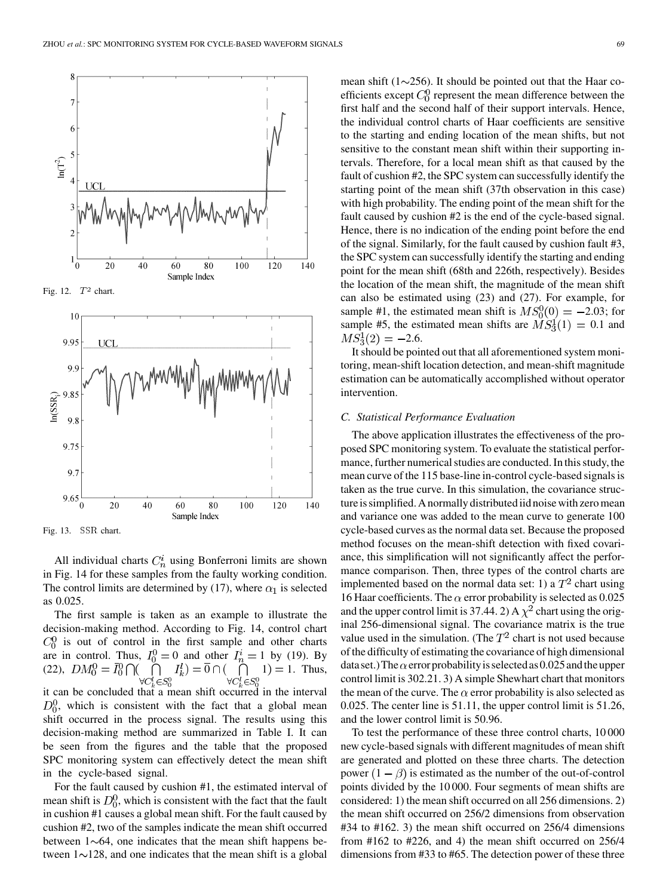Fig. 12. $T^2$ chart.

Fig. 13. SSR chart.

All individual charts $C_n^i$ using Bonferroni limits are shown in Fig. 14 for these samples from the faulty working condition. The control limits are determined by (17), where $\alpha_1$ is selected as 0.025.

The first sample is taken as an example to illustrate the decision-making method. According to Fig. 14, control chart $C_0^0$ is out of control in the first sample and other charts are in control. Thus, $I_0^0 = 0$ and other $I_n^i = 1$ by (19). By (22), $DM_0^0 = \overline{I}_0^0 \bigcap (\bigcap_{\forall C_k^l \in S_0^0} I_k^l) = \overline{0} \cap (\bigcap_{\forall C_k^l \in S_0^0} 1) = 1$. Thus, it can be concluded that a mean shift occurred in the interval $D_0^0$, which is consistent with the fact that a global mean shift occurred in the process signal. The results using this decision-making method are summarized in Table I. It can be seen from the figures and the table that the proposed SPC monitoring system can effectively detect the mean shift in the cycle-based signal.

For the fault caused by cushion #1, the estimated interval of mean shift is $D_0^0$, which is consistent with the fact that the fault in cushion #1 causes a global mean shift. For the fault caused by cushion #2, two of the samples indicate the mean shift occurred between 1∼64, one indicates that the mean shift happens between 1∼128, and one indicates that the mean shift is a global mean shift (1∼256). It should be pointed out that the Haar coefficients except $C_0^0$ represent the mean difference between the first half and the second half of their support intervals. Hence, the individual control charts of Haar coefficients are sensitive to the starting and ending location of the mean shifts, but not sensitive to the constant mean shift within their supporting intervals. Therefore, for a local mean shift as that caused by the fault of cushion #2, the SPC system can successfully identify the starting point of the mean shift (37th observation in this case) with high probability. The ending point of the mean shift for the fault caused by cushion #2 is the end of the cycle-based signal. Hence, there is no indication of the ending point before the end of the signal. Similarly, for the fault caused by cushion fault #3, the SPC system can successfully identify the starting and ending point for the mean shift (68th and 226th, respectively). Besides the location of the mean shift, the magnitude of the mean shift can also be estimated using (23) and (27). For example, for sample #1, the estimated mean shift is $MS_0^0(0) = -2.03$; for sample #5, the estimated mean shifts are $MS_3^1(1) = 0.1$ and $MS_3^1(2) = -2.6$.

It should be pointed out that all aforementioned system monitoring, mean-shift location detection, and mean-shift magnitude estimation can be automatically accomplished without operator intervention.

### C. Statistical Performance Evaluation

The above application illustrates the effectiveness of the proposed SPC monitoring system. To evaluate the statistical performance, further numerical studies are conducted. In this study, the mean curve of the 115 base-line in-control cycle-based signals is taken as the true curve. In this simulation, the covariance structure is simplified. A normally distributed iid noise with zero mean and variance one was added to the mean curve to generate 100 cycle-based curves as the normal data set. Because the proposed method focuses on the mean-shift detection with fixed covariance, this simplification will not significantly affect the performance comparison. Then, three types of the control charts are implemented based on the normal data set: 1) a $T^2$ chart using 16 Haar coefficients. The $\alpha$ error probability is selected as 0.025 and the upper control limit is 37.44. 2) A $\chi^2$ chart using the original 256-dimensional signal. The covariance matrix is the true value used in the simulation. (The $T^2$ chart is not used because of the difficulty of estimating the covariance of high dimensional data set.) The $\alpha$ error probability is selected as 0.025 and the upper control limit is 302.21. 3) A simple Shewhart chart that monitors the mean of the curve. The $\alpha$ error probability is also selected as 0.025. The center line is 51.11, the upper control limit is 51.26, and the lower control limit is 50.96.

To test the performance of these three control charts, 10 000 new cycle-based signals with different magnitudes of mean shift are generated and plotted on these three charts. The detection power $(1 - \beta)$ is estimated as the number of the out-of-control points divided by the 10 000. Four segments of mean shifts are considered: 1) the mean shift occurred on all 256 dimensions. 2) the mean shift occurred on 256/2 dimensions from observation #34 to #162. 3) the mean shift occurred on 256/4 dimensions from #162 to #226, and 4) the mean shift occurred on 256/4 dimensions from #33 to #65. The detection power of these three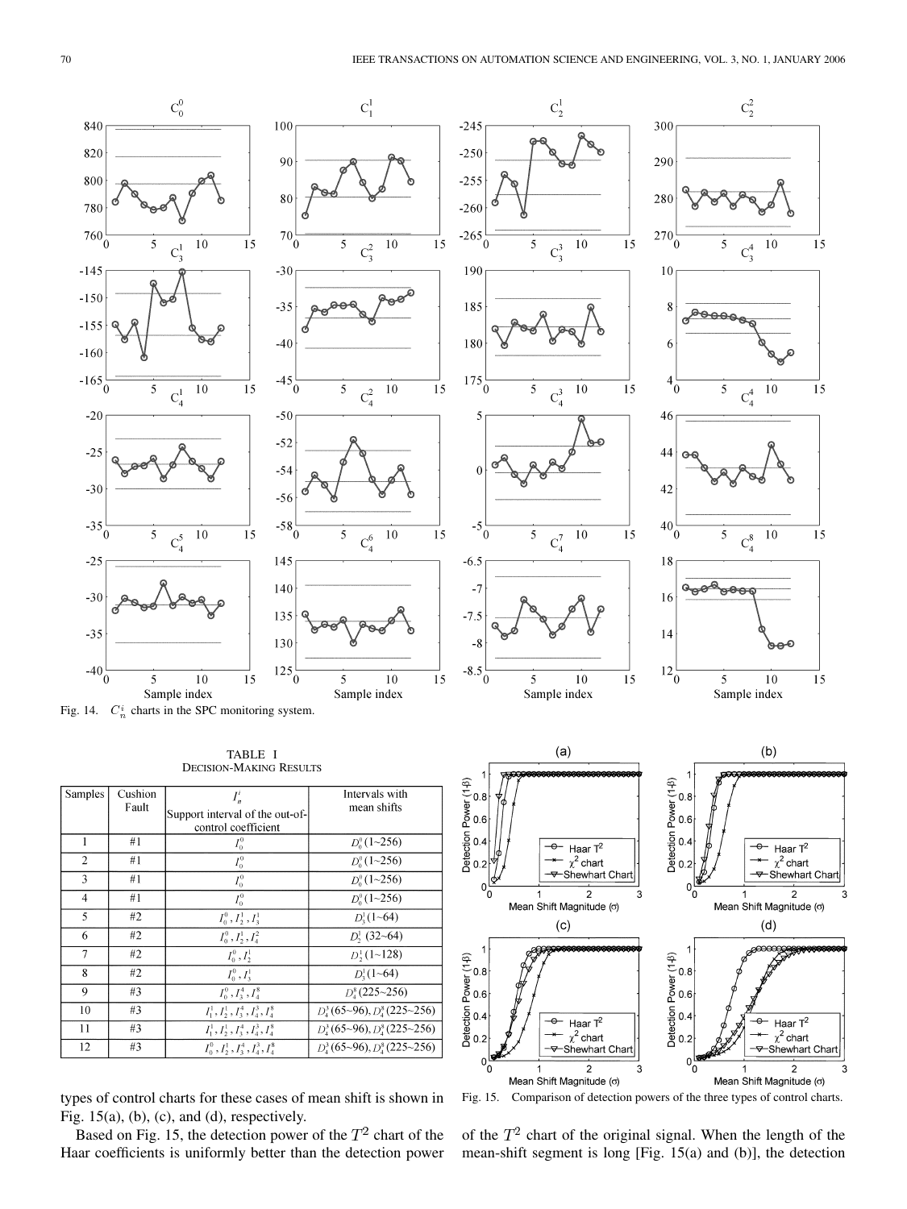Fig. 14. $C_n^i$ charts in the SPC monitoring system.

TABLE I
DECISION-MAKING RESULTS

| Samples | Cushion Fault | $I_n^i$ Support interval of the out-of-control coefficient | Intervals with mean shifts |
|---|---|---|---|
| 1 | #1 | $I_0^0$ | $D_0^0(1\sim256)$ |
| 2 | #1 | $I_0^0$ | $D_0^0(1\sim256)$ |
| 3 | #1 | $I_0^0$ | $D_0^0(1\sim256)$ |
| 4 | #1 | $I_0^0$ | $D_0^0(1\sim256)$ |
| 5 | #2 | $I_0^0, I_2^1, I_3^1$ | $D_3^1(1\sim64)$ |
| 6 | #2 | $I_0^0, I_2^1, I_2^2$ | $D_2^1$ (32~64) |
| 7 | #2 | $I_0^0, I_2^1$ | $D_2^1(1\sim128)$ |
| 8 | #2 | $I_0^0, I_3^1$ | $D_3^1(1\sim64)$ |
| 9 | #3 | $I_0^0, I_3^4, I_4^8$ | $D_4^8(225\sim256)$ |
| 10 | #3 | $I_1^1, I_2^1, I_3^4, I_4^3, I_4^8$ | $D_4^3(65\sim96), D_4^8(225\sim256)$ |
| 11 | #3 | $I_1^1, I_2^1, I_3^4, I_4^3, I_4^8$ | $D_4^3(65\sim96), D_4^8(225\sim256)$ |
| 12 | #3 | $I_0^0, I_2^1, I_3^4, I_4^3, I_4^8$ | $D_4^3(65\sim96), D_4^8(225\sim256)$ |

Fig. 15. Comparison of detection powers of the three types of control charts.

types of control charts for these cases of mean shift is shown in Fig. 15(a), (b), (c), and (d), respectively.

Based on Fig. 15, the detection power of the $T^2$ chart of the Haar coefficients is uniformly better than the detection power of the $T^2$ chart of the original signal. When the length of the mean-shift segment is long [Fig. 15(a) and (b)], the detection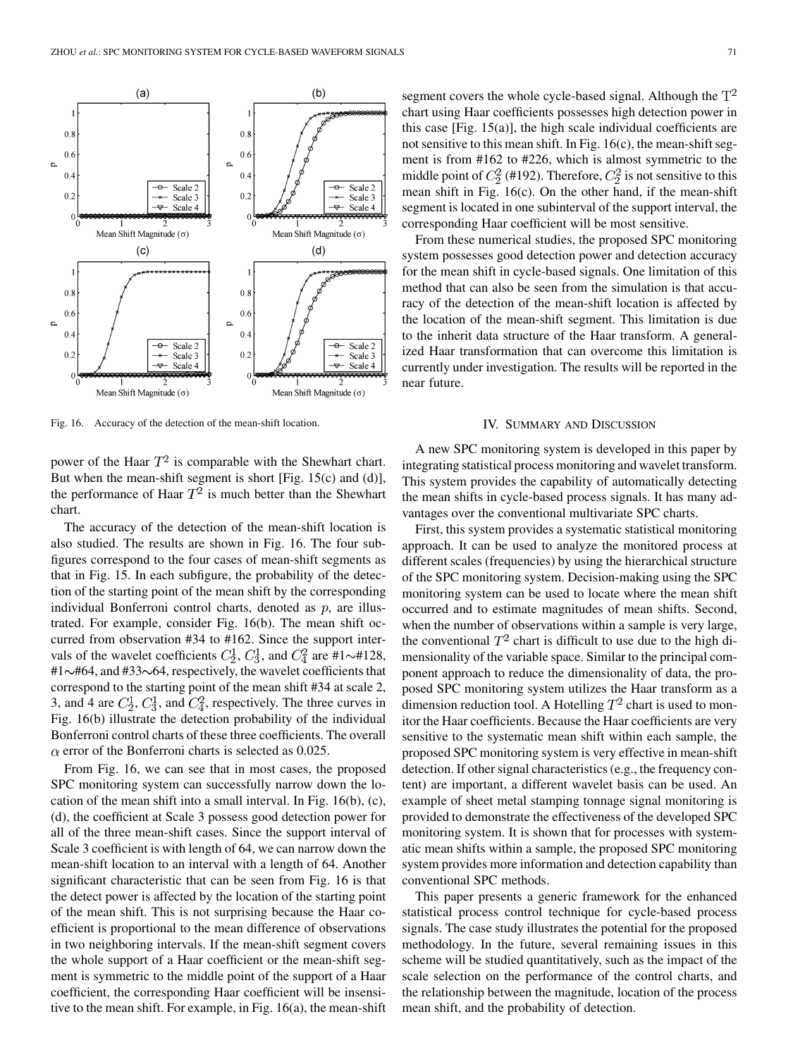Fig. 16. Accuracy of the detection of the mean-shift location.

power of the Haar $T^2$ is comparable with the Shewhart chart. But when the mean-shift segment is short [Fig. 15(c) and (d)], the performance of Haar $T^2$ is much better than the Shewhart chart.

The accuracy of the detection of the mean-shift location is also studied. The results are shown in Fig. 16. The four subfigures correspond to the four cases of mean-shift segments as that in Fig. 15. In each subfigure, the probability of the detection of the starting point of the mean shift by the corresponding individual Bonferroni control charts, denoted as $p$, are illustrated. For example, consider Fig. 16(b). The mean shift occurred from observation #34 to #162. Since the support intervals of the wavelet coefficients $C_2^1$, $C_3^1$, and $C_4^2$ are #1∼#128, #1∼#64, and #33∼64, respectively, the wavelet coefficients that correspond to the starting point of the mean shift #34 at scale 2, 3, and 4 are $C_2^1$, $C_3^1$, and $C_4^2$, respectively. The three curves in Fig. 16(b) illustrate the detection probability of the individual Bonferroni control charts of these three coefficients. The overall $\alpha$ error of the Bonferroni charts is selected as 0.025.

From Fig. 16, we can see that in most cases, the proposed SPC monitoring system can successfully narrow down the location of the mean shift into a small interval. In Fig. 16(b), (c), (d), the coefficient at Scale 3 possess good detection power for all of the three mean-shift cases. Since the support interval of Scale 3 coefficient is with length of 64, we can narrow down the mean-shift location to an interval with a length of 64. Another significant characteristic that can be seen from Fig. 16 is that the detect power is affected by the location of the starting point of the mean shift. This is not surprising because the Haar coefficient is proportional to the mean difference of observations in two neighboring intervals. If the mean-shift segment covers the whole support of a Haar coefficient or the mean-shift segment is symmetric to the middle point of the support of a Haar coefficient, the corresponding Haar coefficient will be insensitive to the mean shift. For example, in Fig. 16(a), the mean-shift segment covers the whole cycle-based signal. Although the $T^2$ chart using Haar coefficients possesses high detection power in this case [Fig. 15(a)], the high scale individual coefficients are not sensitive to this mean shift. In Fig. 16(c), the mean-shift segment is from #162 to #226, which is almost symmetric to the middle point of $C_2^2$ (#192). Therefore, $C_2^2$ is not sensitive to this mean shift in Fig. 16(c). On the other hand, if the mean-shift segment is located in one subinterval of the support interval, the corresponding Haar coefficient will be most sensitive.

From these numerical studies, the proposed SPC monitoring system possesses good detection power and detection accuracy for the mean shift in cycle-based signals. One limitation of this method that can also be seen from the simulation is that accuracy of the detection of the mean-shift location is affected by the location of the mean-shift segment. This limitation is due to the inherit data structure of the Haar transform. A generalized Haar transformation that can overcome this limitation is currently under investigation. The results will be reported in the near future.

## IV. Summary and Discussion

A new SPC monitoring system is developed in this paper by integrating statistical process monitoring and wavelet transform. This system provides the capability of automatically detecting the mean shifts in cycle-based process signals. It has many advantages over the conventional multivariate SPC charts.

First, this system provides a systematic statistical monitoring approach. It can be used to analyze the monitored process at different scales (frequencies) by using the hierarchical structure of the SPC monitoring system. Decision-making using the SPC monitoring system can be used to locate where the mean shift occurred and to estimate magnitudes of mean shifts. Second, when the number of observations within a sample is very large, the conventional $T^2$ chart is difficult to use due to the high dimensionality of the variable space. Similar to the principal component approach to reduce the dimensionality of data, the proposed SPC monitoring system utilizes the Haar transform as a dimension reduction tool. A Hotelling $T^2$ chart is used to monitor the Haar coefficients. Because the Haar coefficients are very sensitive to the systematic mean shift within each sample, the proposed SPC monitoring system is very effective in mean-shift detection. If other signal characteristics (e.g., the frequency content) are important, a different wavelet basis can be used. An example of sheet metal stamping tonnage signal monitoring is provided to demonstrate the effectiveness of the developed SPC monitoring system. It is shown that for processes with systematic mean shifts within a sample, the proposed SPC monitoring system provides more information and detection capability than conventional SPC methods.

This paper presents a generic framework for the enhanced statistical process control technique for cycle-based process signals. The case study illustrates the potential for the proposed methodology. In the future, several remaining issues in this scheme will be studied quantitatively, such as the impact of the scale selection on the performance of the control charts, and the relationship between the magnitude, location of the process mean shift, and the probability of detection.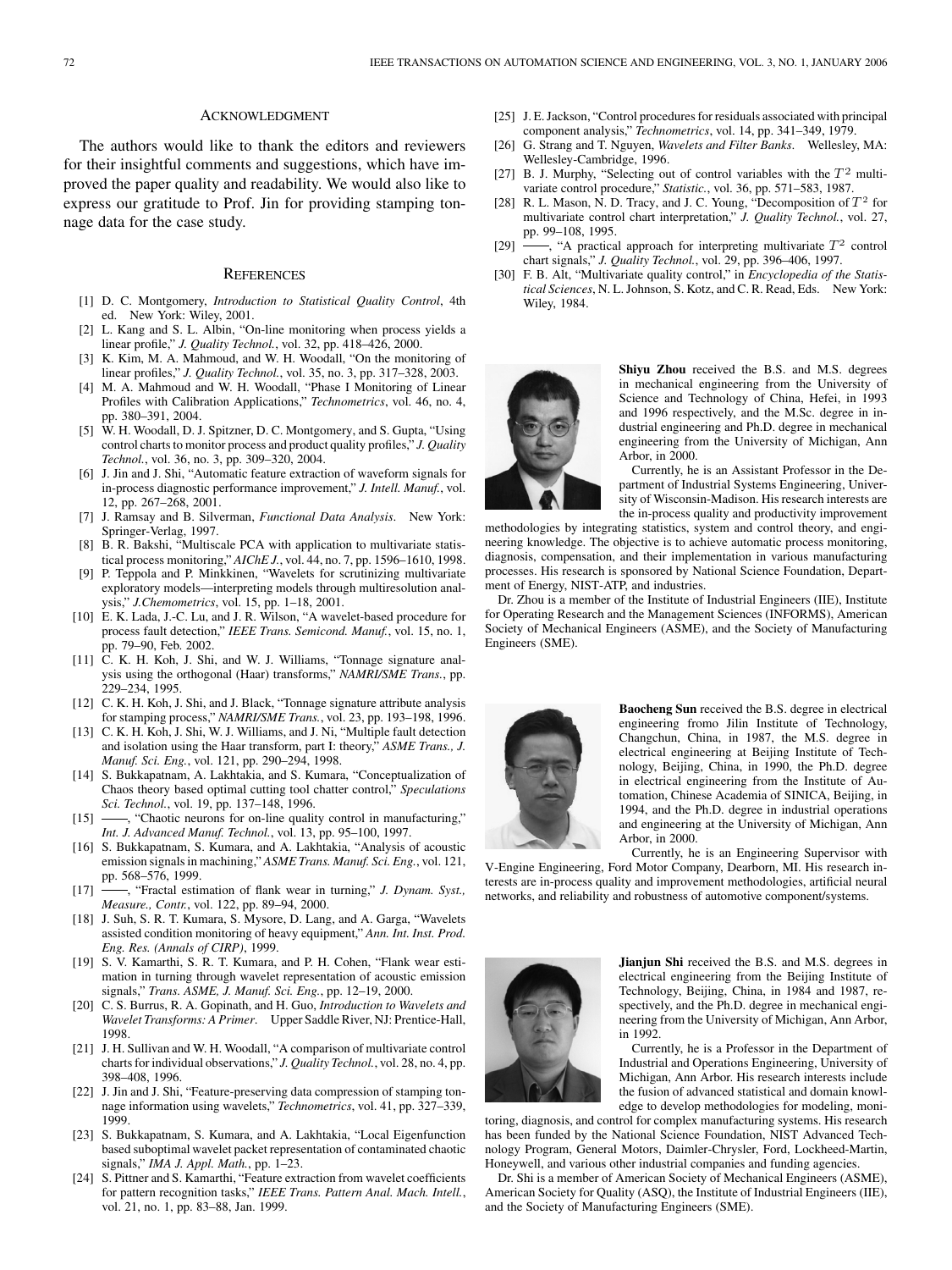## ACKNOWLEDGMENT

The authors would like to thank the editors and reviewers for their insightful comments and suggestions, which have improved the paper quality and readability. We would also like to express our gratitude to Prof. Jin for providing stamping tonnage data for the case study.

## REFERENCES

[1] D. C. Montgomery, *Introduction to Statistical Quality Control*, 4th ed. New York: Wiley, 2001.

[2] L. Kang and S. L. Albin, "On-line monitoring when process yields a linear profile," *J. Quality Technol.*, vol. 32, pp. 418–426, 2000.

[3] K. Kim, M. A. Mahmoud, and W. H. Woodall, "On the monitoring of linear profiles," *J. Quality Technol.*, vol. 35, no. 3, pp. 317–328, 2003.

[4] M. A. Mahmoud and W. H. Woodall, "Phase I Monitoring of Linear Profiles with Calibration Applications," *Technometrics*, vol. 46, no. 4, pp. 380–391, 2004.

[5] W. H. Woodall, D. J. Spitzner, D. C. Montgomery, and S. Gupta, "Using control charts to monitor process and product quality profiles," *J. Quality Technol.*, vol. 36, no. 3, pp. 309–320, 2004.

[6] J. Jin and J. Shi, "Automatic feature extraction of waveform signals for in-process diagnostic performance improvement," *J. Intell. Manuf.*, vol. 12, pp. 267–268, 2001.

[7] J. Ramsay and B. Silverman, *Functional Data Analysis*. New York: Springer-Verlag, 1997.

[8] B. R. Bakshi, "Multiscale PCA with application to multivariate statistical process monitoring," *AIChE J.*, vol. 44, no. 7, pp. 1596–1610, 1998.

[9] P. Teppola and P. Minkkinen, "Wavelets for scrutinizing multivariate exploratory models—interpreting models through multiresolution analysis," *J.Chemometrics*, vol. 15, pp. 1–18, 2001.

[10] E. K. Lada, J.-C. Lu, and J. R. Wilson, "A wavelet-based procedure for process fault detection," *IEEE Trans. Semicond. Manuf.*, vol. 15, no. 1, pp. 79–90, Feb. 2002.

[11] C. K. H. Koh, J. Shi, and W. J. Williams, "Tonnage signature analysis using the orthogonal (Haar) transforms," *NAMRI/SME Trans.*, pp. 229–234, 1995.

[12] C. K. H. Koh, J. Shi, and J. Black, "Tonnage signature attribute analysis for stamping process," *NAMRI/SME Trans.*, vol. 23, pp. 193–198, 1996.

[13] C. K. H. Koh, J. Shi, W. J. Williams, and J. Ni, "Multiple fault detection and isolation using the Haar transform, part I: theory," *ASME Trans., J. Manuf. Sci. Eng.*, vol. 121, pp. 290–294, 1998.

[14] S. Bukkapatnam, A. Lakhtakia, and S. Kumara, "Conceptualization of Chaos theory based optimal cutting tool chatter control," *Speculations Sci. Technol.*, vol. 19, pp. 137–148, 1996.

[15] ——, "Chaotic neurons for on-line quality control in manufacturing," *Int. J. Advanced Manuf. Technol.*, vol. 13, pp. 95–100, 1997.

[16] S. Bukkapatnam, S. Kumara, and A. Lakhtakia, "Analysis of acoustic emission signals in machining," *ASME Trans. Manuf. Sci. Eng.*, vol. 121, pp. 568–576, 1999.

[17] ——, "Fractal estimation of flank wear in turning," *J. Dynam. Syst., Measure., Contr.*, vol. 122, pp. 89–94, 2000.

[18] J. Suh, S. R. T. Kumara, S. Mysore, D. Lang, and A. Garga, "Wavelets assisted condition monitoring of heavy equipment," *Ann. Int. Inst. Prod. Eng. Res. (Annals of CIRP)*, 1999.

[19] S. V. Kamarthi, S. R. T. Kumara, and P. H. Cohen, "Flank wear estimation in turning through wavelet representation of acoustic emission signals," *Trans. ASME, J. Manuf. Sci. Eng.*, pp. 12–19, 2000.

[20] C. S. Burrus, R. A. Gopinath, and H. Guo, *Introduction to Wavelets and Wavelet Transforms: A Primer*. Upper Saddle River, NJ: Prentice-Hall, 1998.

[21] J. H. Sullivan and W. H. Woodall, "A comparison of multivariate control charts for individual observations," *J. Quality Technol.*, vol. 28, no. 4, pp. 398–408, 1996.

[22] J. Jin and J. Shi, "Feature-preserving data compression of stamping tonnage information using wavelets," *Technometrics*, vol. 41, pp. 327–339, 1999.

[23] S. Bukkapatnam, S. Kumara, and A. Lakhtakia, "Local Eigenfunction based suboptimal wavelet packet representation of contaminated chaotic signals," *IMA J. Appl. Math.*, pp. 1–23.

[24] S. Pittner and S. Kamarthi, "Feature extraction from wavelet coefficients for pattern recognition tasks," *IEEE Trans. Pattern Anal. Mach. Intell.*, vol. 21, no. 1, pp. 83–88, Jan. 1999.

[25] J. E. Jackson, "Control procedures for residuals associated with principal component analysis," *Technometrics*, vol. 14, pp. 341–349, 1979.

[26] G. Strang and T. Nguyen, *Wavelets and Filter Banks*. Wellesley, MA: Wellesley-Cambridge, 1996.

[27] B. J. Murphy, "Selecting out of control variables with the $T^2$ multivariate control procedure," *Statistic.*, vol. 36, pp. 571–583, 1987.

[28] R. L. Mason, N. D. Tracy, and J. C. Young, "Decomposition of $T^2$ for multivariate control chart interpretation," *J. Quality Technol.*, vol. 27, pp. 99–108, 1995.

[29] ——, "A practical approach for interpreting multivariate $T^2$ control chart signals," *J. Quality Technol.*, vol. 29, pp. 396–406, 1997.

[30] F. B. Alt, "Multivariate quality control," in *Encyclopedia of the Statistical Sciences*, N. L. Johnson, S. Kotz, and C. R. Read, Eds. New York: Wiley, 1984.

**Shiyu Zhou** received the B.S. and M.S. degrees in mechanical engineering from the University of Science and Technology of China, Hefei, in 1993 and 1996 respectively, and the M.Sc. degree in industrial engineering and Ph.D. degree in mechanical engineering from the University of Michigan, Ann Arbor, in 2000.

Currently, he is an Assistant Professor in the Department of Industrial Systems Engineering, University of Wisconsin-Madison. His research interests are the in-process quality and productivity improvement methodologies by integrating statistics, system and control theory, and engineering knowledge. The objective is to achieve automatic process monitoring, diagnosis, compensation, and their implementation in various manufacturing processes. His research is sponsored by National Science Foundation, Department of Energy, NIST-ATP, and industries.

Dr. Zhou is a member of the Institute of Industrial Engineers (IIE), Institute for Operating Research and the Management Sciences (INFORMS), American Society of Mechanical Engineers (ASME), and the Society of Manufacturing Engineers (SME).

**Baocheng Sun** received the B.S. degree in electrical engineering fromo Jilin Institute of Technology, Changchun, China, in 1987, the M.S. degree in electrical engineering at Beijing Institute of Technology, Beijing, China, in 1990, the Ph.D. degree in electrical engineering from the Institute of Automation, Chinese Academia of SINICA, Beijing, in 1994, and the Ph.D. degree in industrial operations and engineering at the University of Michigan, Ann Arbor, in 2000.

Currently, he is an Engineering Supervisor with V-Engine Engineering, Ford Motor Company, Dearborn, MI. His research interests are in-process quality and improvement methodologies, artificial neural networks, and reliability and robustness of automotive component/systems.

**Jianjun Shi** received the B.S. and M.S. degrees in electrical engineering from the Beijing Institute of Technology, Beijing, China, in 1984 and 1987, respectively, and the Ph.D. degree in mechanical engineering from the University of Michigan, Ann Arbor, in 1992.

Currently, he is a Professor in the Department of Industrial and Operations Engineering, University of Michigan, Ann Arbor. His research interests include the fusion of advanced statistical and domain knowledge to develop methodologies for modeling, monitoring, diagnosis, and control for complex manufacturing systems. His research has been funded by the National Science Foundation, NIST Advanced Technology Program, General Motors, Daimler-Chrysler, Ford, Lockheed-Martin, Honeywell, and various other industrial companies and funding agencies.

Dr. Shi is a member of American Society of Mechanical Engineers (ASME), American Society for Quality (ASQ), the Institute of Industrial Engineers (IIE), and the Society of Manufacturing Engineers (SME).